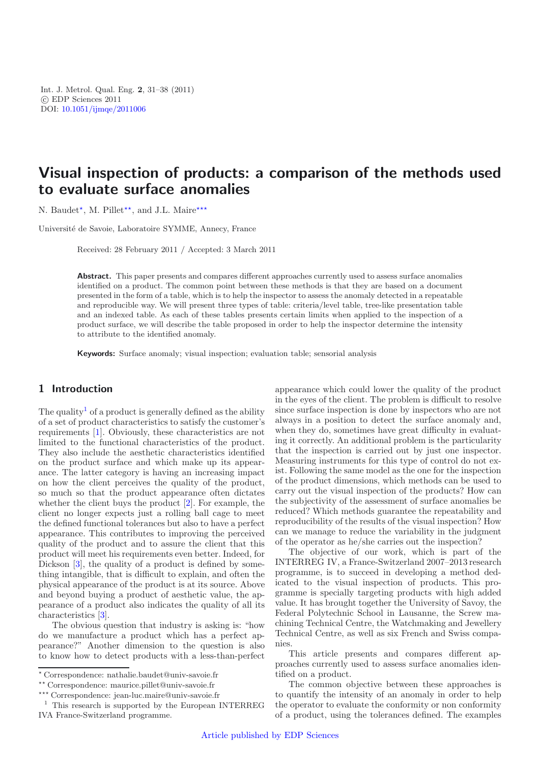Int. J. Metrol. Qual. Eng. **2**, 31–38 (2011)
© EDP Sciences 2011
DOI: 10.1051/ijmqe/2011006

# Visual inspection of products: a comparison of the methods used to evaluate surface anomalies

N. Baudet*, M. Pillet**, and J.L. Maire***

Université de Savoie, Laboratoire SYMME, Annecy, France

Received: 28 February 2011 / Accepted: 3 March 2011

**Abstract.** This paper presents and compares different approaches currently used to assess surface anomalies identified on a product. The common point between these methods is that they are based on a document presented in the form of a table, which is to help the inspector to assess the anomaly detected in a repeatable and reproducible way. We will present three types of table: criteria/level table, tree-like presentation table and an indexed table. As each of these tables presents certain limits when applied to the inspection of a product surface, we will describe the table proposed in order to help the inspector determine the intensity to attribute to the identified anomaly.

**Keywords:** Surface anomaly; visual inspection; evaluation table; sensorial analysis

## 1 Introduction

The quality[1] of a product is generally defined as the ability of a set of product characteristics to satisfy the customer's requirements [1]. Obviously, these characteristics are not limited to the functional characteristics of the product. They also include the aesthetic characteristics identified on the product surface and which make up its appearance. The latter category is having an increasing impact on how the client perceives the quality of the product, so much so that the product appearance often dictates whether the client buys the product [2]. For example, the client no longer expects just a rolling ball cage to meet the defined functional tolerances but also to have a perfect appearance. This contributes to improving the perceived quality of the product and to assure the client that this product will meet his requirements even better. Indeed, for Dickson [3], the quality of a product is defined by something intangible, that is difficult to explain, and often the physical appearance of the product is at its source. Above and beyond buying a product of aesthetic value, the appearance of a product also indicates the quality of all its characteristics [3].

The obvious question that industry is asking is: "how do we manufacture a product which has a perfect appearance?" Another dimension to the question is also to know how to detect products with a less-than-perfect appearance which could lower the quality of the product in the eyes of the client. The problem is difficult to resolve since surface inspection is done by inspectors who are not always in a position to detect the surface anomaly and, when they do, sometimes have great difficulty in evaluating it correctly. An additional problem is the particularity that the inspection is carried out by just one inspector. Measuring instruments for this type of control do not exist. Following the same model as the one for the inspection of the product dimensions, which methods can be used to carry out the visual inspection of the products? How can the subjectivity of the assessment of surface anomalies be reduced? Which methods guarantee the repeatability and reproducibility of the results of the visual inspection? How can we manage to reduce the variability in the judgment of the operator as he/she carries out the inspection?

The objective of our work, which is part of the INTERREG IV, a France-Switzerland 2007–2013 research programme, is to succeed in developing a method dedicated to the visual inspection of products. This programme is specially targeting products with high added value. It has brought together the University of Savoy, the Federal Polytechnic School in Lausanne, the Screw machining Technical Centre, the Watchmaking and Jewellery Technical Centre, as well as six French and Swiss companies.

This article presents and compares different approaches currently used to assess surface anomalies identified on a product.

The common objective between these approaches is to quantify the intensity of an anomaly in order to help the operator to evaluate the conformity or non conformity of a product, using the tolerances defined. The examples

---

* Correspondence: nathalie.baudet@univ-savoie.fr

** Correspondence: maurice.pillet@univ-savoie.fr

*** Correspondence: jean-luc.maire@univ-savoie.fr

[1] This research is supported by the European INTERREG IVA France-Switzerland programme.

Article published by EDP Sciences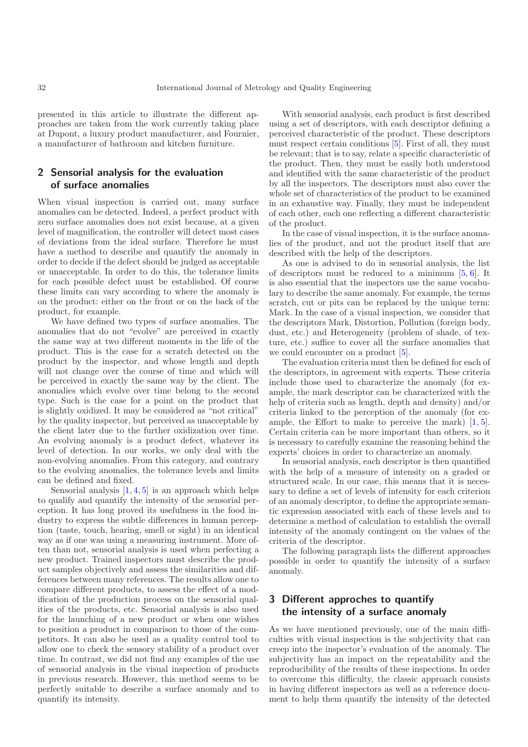presented in this article to illustrate the different approaches are taken from the work currently taking place at Dupont, a luxury product manufacturer, and Fournier, a manufacturer of bathroom and kitchen furniture.

## 2 Sensorial analysis for the evaluation of surface anomalies

When visual inspection is carried out, many surface anomalies can be detected. Indeed, a perfect product with zero surface anomalies does not exist because, at a given level of magnification, the controller will detect most cases of deviations from the ideal surface. Therefore he must have a method to describe and quantify the anomaly in order to decide if the defect should be judged as acceptable or unacceptable. In order to do this, the tolerance limits for each possible defect must be established. Of course these limits can vary according to where the anomaly is on the product: either on the front or on the back of the product, for example.

We have defined two types of surface anomalies. The anomalies that do not "evolve" are perceived in exactly the same way at two different moments in the life of the product. This is the case for a scratch detected on the product by the inspector, and whose length and depth will not change over the course of time and which will be perceived in exactly the same way by the client. The anomalies which evolve over time belong to the second type. Such is the case for a point on the product that is slightly oxidized. It may be considered as "not critical" by the quality inspector, but perceived as unacceptable by the client later due to the further oxidization over time. An evolving anomaly is a product defect, whatever its level of detection. In our works, we only deal with the non-evolving anomalies. From this category, and contrary to the evolving anomalies, the tolerance levels and limits can be defined and fixed.

Sensorial analysis [1,4,5] is an approach which helps to qualify and quantify the intensity of the sensorial perception. It has long proved its usefulness in the food industry to express the subtle differences in human perception (taste, touch, hearing, smell or sight) in an identical way as if one was using a measuring instrument. More often than not, sensorial analysis is used when perfecting a new product. Trained inspectors must describe the product samples objectively and assess the similarities and differences between many references. The results allow one to compare different products, to assess the effect of a modification of the production process on the sensorial qualities of the products, etc. Sensorial analysis is also used for the launching of a new product or when one wishes to position a product in comparison to those of the competitors. It can also be used as a quality control tool to allow one to check the sensory stability of a product over time. In contrast, we did not find any examples of the use of sensorial analysis in the visual inspection of products in previous research. However, this method seems to be perfectly suitable to describe a surface anomaly and to quantify its intensity.

With sensorial analysis, each product is first described using a set of descriptors, with each descriptor defining a perceived characteristic of the product. These descriptors must respect certain conditions [5]. First of all, they must be relevant; that is to say, relate a specific characteristic of the product. Then, they must be easily both understood and identified with the same characteristic of the product by all the inspectors. The descriptors must also cover the whole set of characteristics of the product to be examined in an exhaustive way. Finally, they must be independent of each other, each one reflecting a different characteristic of the product.

In the case of visual inspection, it is the surface anomalies of the product, and not the product itself that are described with the help of the descriptors.

As one is advised to do in sensorial analysis, the list of descriptors must be reduced to a minimum [5,6]. It is also essential that the inspectors use the same vocabulary to describe the same anomaly. For example, the terms scratch, cut or pits can be replaced by the unique term: Mark. In the case of a visual inspection, we consider that the descriptors Mark, Distortion, Pollution (foreign body, dust, etc.) and Heterogeneity (problem of shade, of texture, etc.) suffice to cover all the surface anomalies that we could encounter on a product [5].

The evaluation criteria must then be defined for each of the descriptors, in agreement with experts. These criteria include those used to characterize the anomaly (for example, the mark descriptor can be characterized with the help of criteria such as length, depth and density) and/or criteria linked to the perception of the anomaly (for example, the Effort to make to perceive the mark) [1,5]. Certain criteria can be more important than others, so it is necessary to carefully examine the reasoning behind the experts' choices in order to characterize an anomaly.

In sensorial analysis, each descriptor is then quantified with the help of a measure of intensity on a graded or structured scale. In our case, this means that it is necessary to define a set of levels of intensity for each criterion of an anomaly descriptor, to define the appropriate semantic expression associated with each of these levels and to determine a method of calculation to establish the overall intensity of the anomaly contingent on the values of the criteria of the descriptor.

The following paragraph lists the different approaches possible in order to quantify the intensity of a surface anomaly.

## 3 Different approches to quantify the intensity of a surface anomaly

As we have mentioned previously, one of the main difficulties with visual inspection is the subjectivity that can creep into the inspector's evaluation of the anomaly. The subjectivity has an impact on the repeatability and the reproducibility of the results of these inspections. In order to overcome this difficulty, the classic approach consists in having different inspectors as well as a reference document to help them quantify the intensity of the detected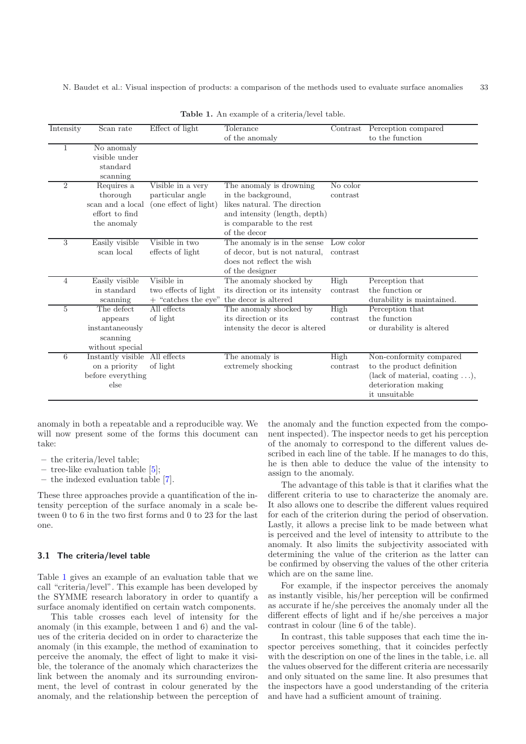**Table 1.** An example of a criteria/level table.

| Intensity | Scan rate | Effect of light | Tolerance of the anomaly | Contrast | Perception compared to the function |
|---|---|---|---|---|---|
| 1 | No anomaly visible under standard scanning | | | | |
| 2 | Requires a thorough scan and a local effort to find the anomaly | Visible in a very particular angle (one effect of light) | The anomaly is drowning in the background, likes natural. The direction and intensity (length, depth) is comparable to the rest of the decor | No color contrast | |
| 3 | Easily visible scan local | Visible in two effects of light | The anomaly is in the sense of decor, but is not natural, does not reflect the wish of the designer | Low color contrast | |
| 4 | Easily visible in standard scanning | Visible in two effects of light + "catches the eye" | The anomaly shocked by its direction or its intensity the decor is altered | High contrast | Perception that the function or durability is maintained. |
| 5 | The defect appears instantaneously scanning without special | All effects of light | The anomaly shocked by its direction or its intensity the decor is altered | High contrast | Perception that the function or durability is altered |
| 6 | Instantly visible on a priority before everything else | All effects of light | The anomaly is extremely shocking | High contrast | Non-conformity compared to the product definition (lack of material, coating ...), deterioration making it unsuitable |

anomaly in both a repeatable and a reproducible way. We will now present some of the forms this document can take:

- the criteria/level table;
- tree-like evaluation table [5];
- the indexed evaluation table [7].

These three approaches provide a quantification of the intensity perception of the surface anomaly in a scale between 0 to 6 in the two first forms and 0 to 23 for the last one.

### 3.1 The criteria/level table

Table 1 gives an example of an evaluation table that we call "criteria/level". This example has been developed by the SYMME research laboratory in order to quantify a surface anomaly identified on certain watch components.

This table crosses each level of intensity for the anomaly (in this example, between 1 and 6) and the values of the criteria decided on in order to characterize the anomaly (in this example, the method of examination to perceive the anomaly, the effect of light to make it visible, the tolerance of the anomaly which characterizes the link between the anomaly and its surrounding environment, the level of contrast in colour generated by the anomaly, and the relationship between the perception of the anomaly and the function expected from the component inspected). The inspector needs to get his perception of the anomaly to correspond to the different values described in each line of the table. If he manages to do this, he is then able to deduce the value of the intensity to assign to the anomaly.

The advantage of this table is that it clarifies what the different criteria to use to characterize the anomaly are. It also allows one to describe the different values required for each of the criterion during the period of observation. Lastly, it allows a precise link to be made between what is perceived and the level of intensity to attribute to the anomaly. It also limits the subjectivity associated with determining the value of the criterion as the latter can be confirmed by observing the values of the other criteria which are on the same line.

For example, if the inspector perceives the anomaly as instantly visible, his/her perception will be confirmed as accurate if he/she perceives the anomaly under all the different effects of light and if he/she perceives a major contrast in colour (line 6 of the table).

In contrast, this table supposes that each time the inspector perceives something, that it coincides perfectly with the description on one of the lines in the table, i.e. all the values observed for the different criteria are necessarily and only situated on the same line. It also presumes that the inspectors have a good understanding of the criteria and have had a sufficient amount of training.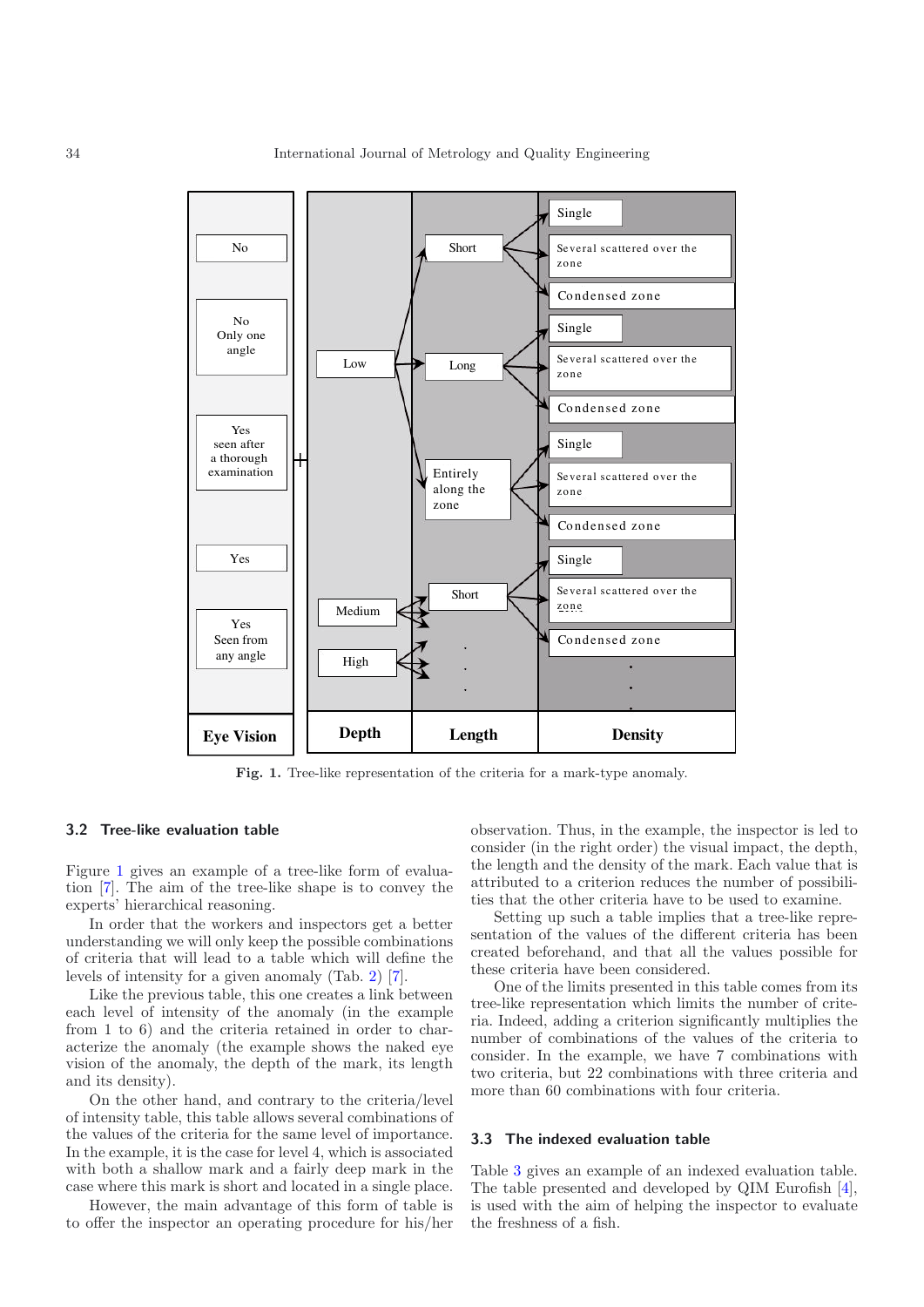Fig. 1. Tree-like representation of the criteria for a mark-type anomaly.

### 3.2 Tree-like evaluation table

Figure 1 gives an example of a tree-like form of evaluation [7]. The aim of the tree-like shape is to convey the experts' hierarchical reasoning.

In order that the workers and inspectors get a better understanding we will only keep the possible combinations of criteria that will lead to a table which will define the levels of intensity for a given anomaly (Tab. 2) [7].

Like the previous table, this one creates a link between each level of intensity of the anomaly (in the example from 1 to 6) and the criteria retained in order to characterize the anomaly (the example shows the naked eye vision of the anomaly, the depth of the mark, its length and its density).

On the other hand, and contrary to the criteria/level of intensity table, this table allows several combinations of the values of the criteria for the same level of importance. In the example, it is the case for level 4, which is associated with both a shallow mark and a fairly deep mark in the case where this mark is short and located in a single place.

However, the main advantage of this form of table is to offer the inspector an operating procedure for his/her observation. Thus, in the example, the inspector is led to consider (in the right order) the visual impact, the depth, the length and the density of the mark. Each value that is attributed to a criterion reduces the number of possibilities that the other criteria have to be used to examine.

Setting up such a table implies that a tree-like representation of the values of the different criteria has been created beforehand, and that all the values possible for these criteria have been considered.

One of the limits presented in this table comes from its tree-like representation which limits the number of criteria. Indeed, adding a criterion significantly multiplies the number of combinations of the values of the criteria to consider. In the example, we have 7 combinations with two criteria, but 22 combinations with three criteria and more than 60 combinations with four criteria.

### 3.3 The indexed evaluation table

Table 3 gives an example of an indexed evaluation table. The table presented and developed by QIM Eurofish [4], is used with the aim of helping the inspector to evaluate the freshness of a fish.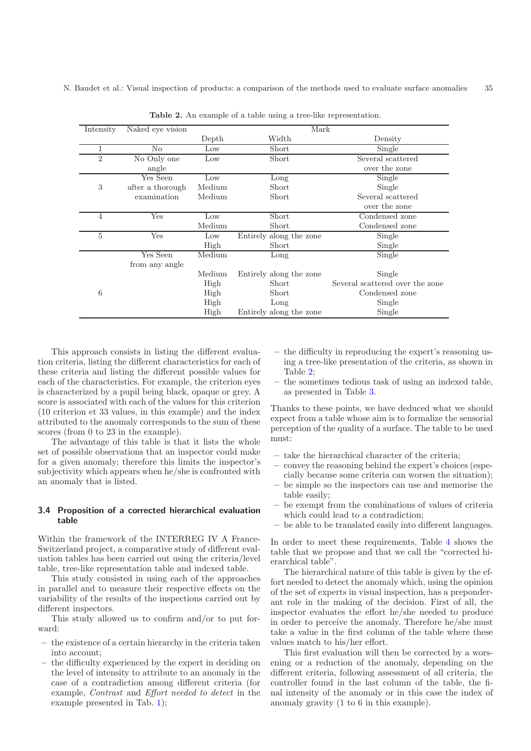**Table 2.** An example of a table using a tree-like representation.

| Intensity | Naked eye vision | Mark | | |
|---|---|---|---|---|
| | | Depth | Width | Density |
| 1 | No | Low | Short | Single |
| 2 | No Only one angle | Low | Short | Several scattered over the zone |
| 3 | Yes Seen after a thorough examination | Low | Long | Single |
| | | Medium | Short | Single |
| | | Medium | Short | Several scattered over the zone |
| 4 | Yes | Low | Short | Condensed zone |
| | | Medium | Short | Condensed zone |
| 5 | Yes | Low | Entirely along the zone | Single |
| | | High | Short | Single |
| 6 | Yes Seen from any angle | Medium | Long | Single |
| | | Medium | Entirely along the zone | Single |
| | | High | Short | Several scattered over the zone |
| | | High | Short | Condensed zone |
| | | High | Long | Single |
| | | High | Entirely along the zone | Single |

This approach consists in listing the different evaluation criteria, listing the different characteristics for each of these criteria and listing the different possible values for each of the characteristics. For example, the criterion eyes is characterized by a pupil being black, opaque or grey. A score is associated with each of the values for this criterion (10 criterion et 33 values, in this example) and the index attributed to the anomaly corresponds to the sum of these scores (from 0 to 23 in the example).

The advantage of this table is that it lists the whole set of possible observations that an inspector could make for a given anomaly; therefore this limits the inspector's subjectivity which appears when he/she is confronted with an anomaly that is listed.

### 3.4 Proposition of a corrected hierarchical evaluation table

Within the framework of the INTERREG IV A France-Switzerland project, a comparative study of different evaluation tables has been carried out using the criteria/level table, tree-like representation table and indexed table.

This study consisted in using each of the approaches in parallel and to measure their respective effects on the variability of the results of the inspections carried out by different inspectors.

This study allowed us to confirm and/or to put forward:

- the existence of a certain hierarchy in the criteria taken into account;
- the difficulty experienced by the expert in deciding on the level of intensity to attribute to an anomaly in the case of a contradiction among different criteria (for example, *Contrast* and *Effort needed to detect* in the example presented in Tab. 1);
- the difficulty in reproducing the expert's reasoning using a tree-like presentation of the criteria, as shown in Table 2;
- the sometimes tedious task of using an indexed table, as presented in Table 3.

Thanks to these points, we have deduced what we should expect from a table whose aim is to formalize the sensorial perception of the quality of a surface. The table to be used must:

- take the hierarchical character of the criteria;
- convey the reasoning behind the expert's choices (especially because some criteria can worsen the situation);
- be simple so the inspectors can use and memorise the table easily;
- be exempt from the combinations of values of criteria which could lead to a contradiction;
- be able to be translated easily into different languages.

In order to meet these requirements, Table 4 shows the table that we propose and that we call the "corrected hierarchical table".

The hierarchical nature of this table is given by the effort needed to detect the anomaly which, using the opinion of the set of experts in visual inspection, has a preponderant role in the making of the decision. First of all, the inspector evaluates the effort he/she needed to produce in order to perceive the anomaly. Therefore he/she must take a value in the first column of the table where these values match to his/her effort.

This first evaluation will then be corrected by a worsening or a reduction of the anomaly, depending on the different criteria, following assessment of all criteria, the controller found in the last column of the table, the final intensity of the anomaly or in this case the index of anomaly gravity (1 to 6 in this example).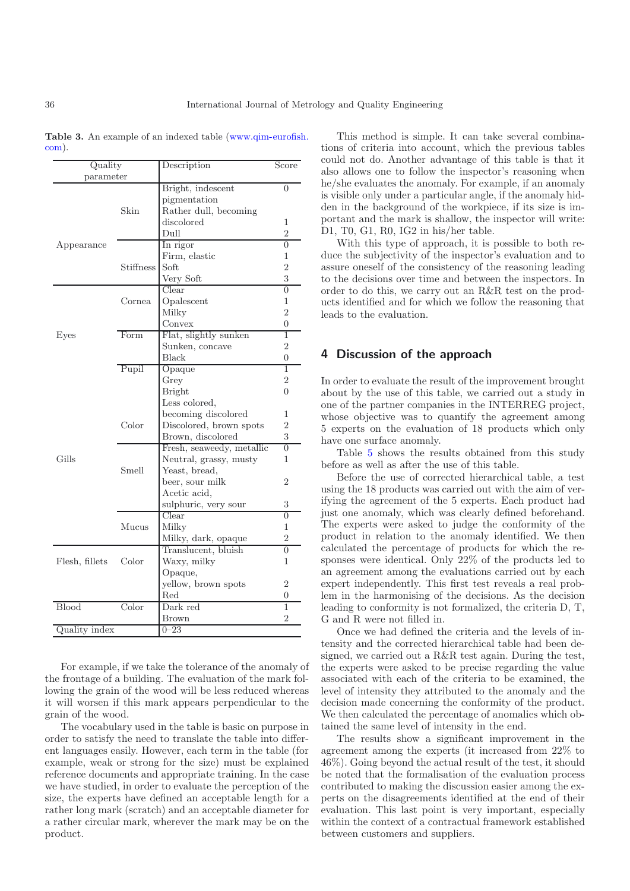**Table 3.** An example of an indexed table (www.qim-eurofish.com).

| Quality parameter | | Description | Score |
|---|---|---|---|
| Appearance | Skin | Bright, indescent pigmentation | 0 |
| | | Rather dull, becoming discolored | 1 |
| | | Dull | 2 |
| | Stiffness | In rigor | 0 |
| | | Firm, elastic | 1 |
| | | Soft | 2 |
| | | Very Soft | 3 |
| Eyes | Cornea | Clear | 0 |
| | | Opalescent | 1 |
| | | Milky | 2 |
| | Form | Convex | 0 |
| | | Flat, slightly sunken | 1 |
| | | Sunken, concave | 2 |
| | Pupil | Black | 0 |
| | | Opaque | 1 |
| | | Grey | 2 |
| Gills | Color | Bright | 0 |
| | | Less colored, becoming discolored | 1 |
| | | Discolored, brown spots | 2 |
| | | Brown, discolored | 3 |
| | Smell | Fresh, seaweedy, metallic | 0 |
| | | Neutral, grassy, musty | 1 |
| | | Yeast, bread, beer, sour milk | 2 |
| | | Acetic acid, sulphuric, very sour | 3 |
| | Mucus | Clear | 0 |
| | | Milky | 1 |
| | | Milky, dark, opaque | 2 |
| Flesh, fillets | Color | Translucent, bluish | 0 |
| | | Waxy, milky | 1 |
| | | Opaque, yellow, brown spots | 2 |
| Blood | Color | Red | 0 |
| | | Dark red | 1 |
| | | Brown | 2 |
| Quality index | | 0–23 | |

For example, if we take the tolerance of the anomaly of the frontage of a building. The evaluation of the mark following the grain of the wood will be less reduced whereas it will worsen if this mark appears perpendicular to the grain of the wood.

The vocabulary used in the table is basic on purpose in order to satisfy the need to translate the table into different languages easily. However, each term in the table (for example, weak or strong for the size) must be explained reference documents and appropriate training. In the case we have studied, in order to evaluate the perception of the size, the experts have defined an acceptable length for a rather long mark (scratch) and an acceptable diameter for a rather circular mark, wherever the mark may be on the product.

This method is simple. It can take several combinations of criteria into account, which the previous tables could not do. Another advantage of this table is that it also allows one to follow the inspector's reasoning when he/she evaluates the anomaly. For example, if an anomaly is visible only under a particular angle, if the anomaly hidden in the background of the workpiece, if its size is important and the mark is shallow, the inspector will write: D1, T0, G1, R0, IG2 in his/her table.

With this type of approach, it is possible to both reduce the subjectivity of the inspector's evaluation and to assure oneself of the consistency of the reasoning leading to the decisions over time and between the inspectors. In order to do this, we carry out an R&R test on the products identified and for which we follow the reasoning that leads to the evaluation.

## 4 Discussion of the approach

In order to evaluate the result of the improvement brought about by the use of this table, we carried out a study in one of the partner companies in the INTERREG project, whose objective was to quantify the agreement among 5 experts on the evaluation of 18 products which only have one surface anomaly.

Table 5 shows the results obtained from this study before as well as after the use of this table.

Before the use of corrected hierarchical table, a test using the 18 products was carried out with the aim of verifying the agreement of the 5 experts. Each product had just one anomaly, which was clearly defined beforehand. The experts were asked to judge the conformity of the product in relation to the anomaly identified. We then calculated the percentage of products for which the responses were identical. Only 22% of the products led to an agreement among the evaluations carried out by each expert independently. This first test reveals a real problem in the harmonising of the decisions. As the decision leading to conformity is not formalized, the criteria D, T, G and R were not filled in.

Once we had defined the criteria and the levels of intensity and the corrected hierarchical table had been designed, we carried out a R&R test again. During the test, the experts were asked to be precise regarding the value associated with each of the criteria to be examined, the level of intensity they attributed to the anomaly and the decision made concerning the conformity of the product. We then calculated the percentage of anomalies which obtained the same level of intensity in the end.

The results show a significant improvement in the agreement among the experts (it increased from 22% to 46%). Going beyond the actual result of the test, it should be noted that the formalisation of the evaluation process contributed to making the discussion easier among the experts on the disagreements identified at the end of their evaluation. This last point is very important, especially within the context of a contractual framework established between customers and suppliers.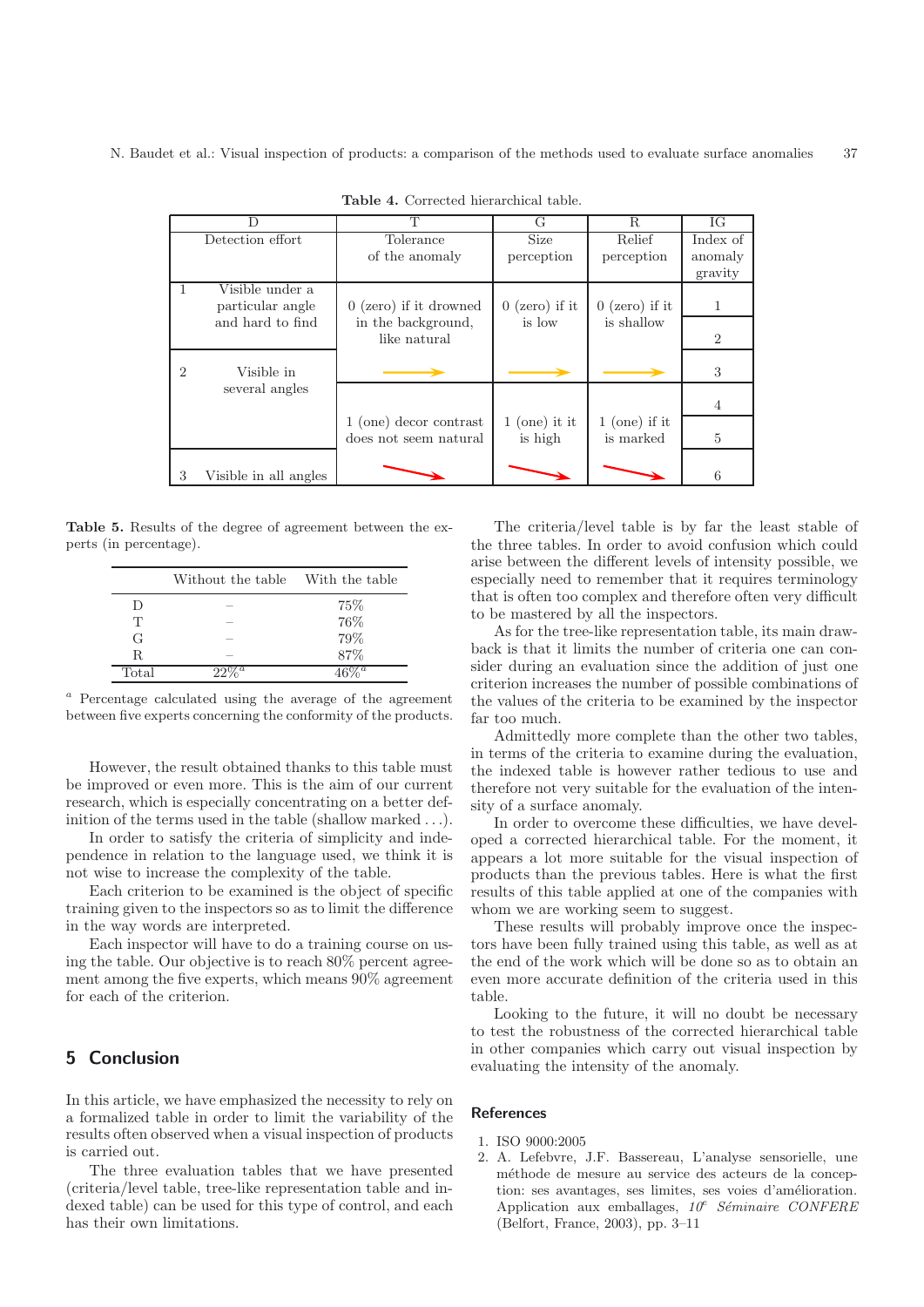**Table 4.** Corrected hierarchical table.

| D | | T | G | R | IG |
|---|---|---|---|---|---|
| Detection effort | | Tolerance of the anomaly | Size perception | Relief perception | Index of anomaly gravity |
| 1 | Visible under a particular angle and hard to find | 0 (zero) if it drowned in the background, like natural | 0 (zero) if it is low | 0 (zero) if it is shallow | 1 |
| | | | | | 2 |
| 2 | Visible in several angles | → | → | → | 3 |
| | | 1 (one) decor contrast does not seem natural | 1 (one) it it is high | 1 (one) if it is marked | 4 |
| | | | | | 5 |
| 3 | Visible in all angles | → | → | → | 6 |

**Table 5.** Results of the degree of agreement between the experts (in percentage).

| | Without the table | With the table |
|---|---|---|
| D | – | 75% |
| T | – | 76% |
| G | – | 79% |
| R | – | 87% |
| Total | 22%[a] | 46%[a] |

[a] Percentage calculated using the average of the agreement between five experts concerning the conformity of the products.

However, the result obtained thanks to this table must be improved or even more. This is the aim of our current research, which is especially concentrating on a better definition of the terms used in the table (shallow marked ...).

In order to satisfy the criteria of simplicity and independence in relation to the language used, we think it is not wise to increase the complexity of the table.

Each criterion to be examined is the object of specific training given to the inspectors so as to limit the difference in the way words are interpreted.

Each inspector will have to do a training course on using the table. Our objective is to reach 80% percent agreement among the five experts, which means 90% agreement for each of the criterion.

## 5 Conclusion

In this article, we have emphasized the necessity to rely on a formalized table in order to limit the variability of the results often observed when a visual inspection of products is carried out.

The three evaluation tables that we have presented (criteria/level table, tree-like representation table and indexed table) can be used for this type of control, and each has their own limitations.

The criteria/level table is by far the least stable of the three tables. In order to avoid confusion which could arise between the different levels of intensity possible, we especially need to remember that it requires terminology that is often too complex and therefore often very difficult to be mastered by all the inspectors.

As for the tree-like representation table, its main drawback is that it limits the number of criteria one can consider during an evaluation since the addition of just one criterion increases the number of possible combinations of the values of the criteria to be examined by the inspector far too much.

Admittedly more complete than the other two tables, in terms of the criteria to examine during the evaluation, the indexed table is however rather tedious to use and therefore not very suitable for the evaluation of the intensity of a surface anomaly.

In order to overcome these difficulties, we have developed a corrected hierarchical table. For the moment, it appears a lot more suitable for the visual inspection of products than the previous tables. Here is what the first results of this table applied at one of the companies with whom we are working seem to suggest.

These results will probably improve once the inspectors have been fully trained using this table, as well as at the end of the work which will be done so as to obtain an even more accurate definition of the criteria used in this table.

Looking to the future, it will no doubt be necessary to test the robustness of the corrected hierarchical table in other companies which carry out visual inspection by evaluating the intensity of the anomaly.

## References

1. ISO 9000:2005
2. A. Lefebvre, J.F. Bassereau, L'analyse sensorielle, une méthode de mesure au service des acteurs de la conception: ses avantages, ses limites, ses voies d'amélioration. Application aux emballages, *10e Séminaire CONFERE* (Belfort, France, 2003), pp. 3–11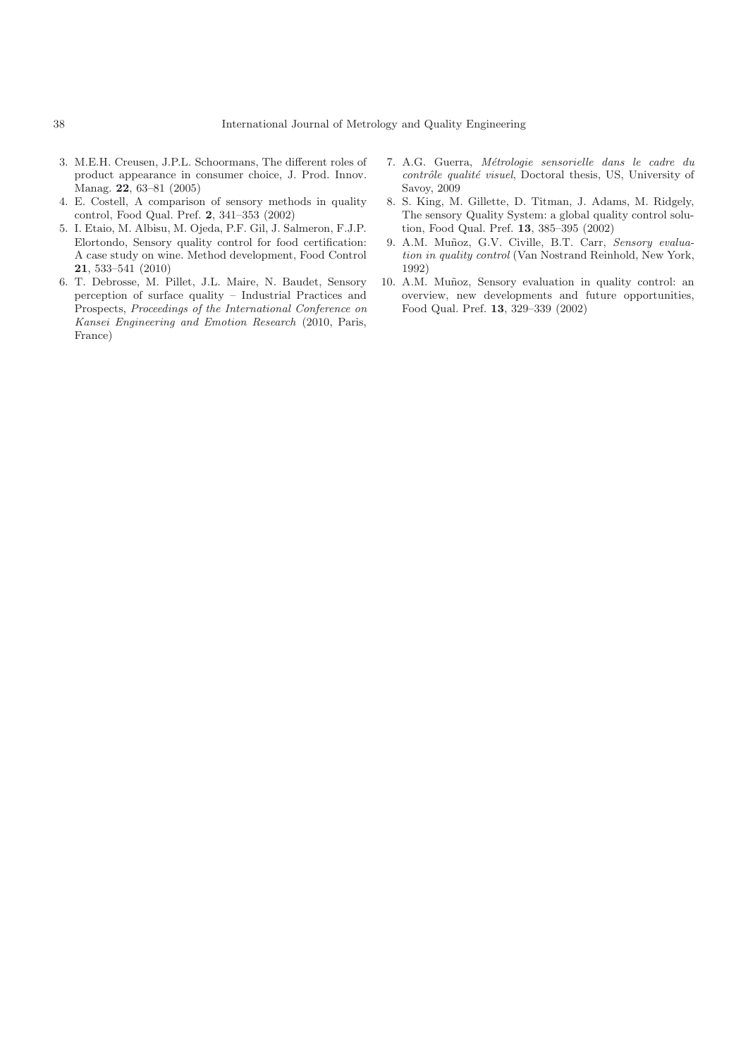3. M.E.H. Creusen, J.P.L. Schoormans, The different roles of product appearance in consumer choice, J. Prod. Innov. Manag. **22**, 63–81 (2005)
4. E. Costell, A comparison of sensory methods in quality control, Food Qual. Pref. **2**, 341–353 (2002)
5. I. Etaio, M. Albisu, M. Ojeda, P.F. Gil, J. Salmeron, F.J.P. Elortondo, Sensory quality control for food certification: A case study on wine. Method development, Food Control **21**, 533–541 (2010)
6. T. Debrosse, M. Pillet, J.L. Maire, N. Baudet, Sensory perception of surface quality – Industrial Practices and Prospects, *Proceedings of the International Conference on Kansei Engineering and Emotion Research* (2010, Paris, France)
7. A.G. Guerra, *Métrologie sensorielle dans le cadre du contrôle qualité visuel*, Doctoral thesis, US, University of Savoy, 2009
8. S. King, M. Gillette, D. Titman, J. Adams, M. Ridgely, The sensory Quality System: a global quality control solution, Food Qual. Pref. **13**, 385–395 (2002)
9. A.M. Muñoz, G.V. Civille, B.T. Carr, *Sensory evaluation in quality control* (Van Nostrand Reinhold, New York, 1992)
10. A.M. Muñoz, Sensory evaluation in quality control: an overview, new developments and future opportunities, Food Qual. Pref. **13**, 329–339 (2002)